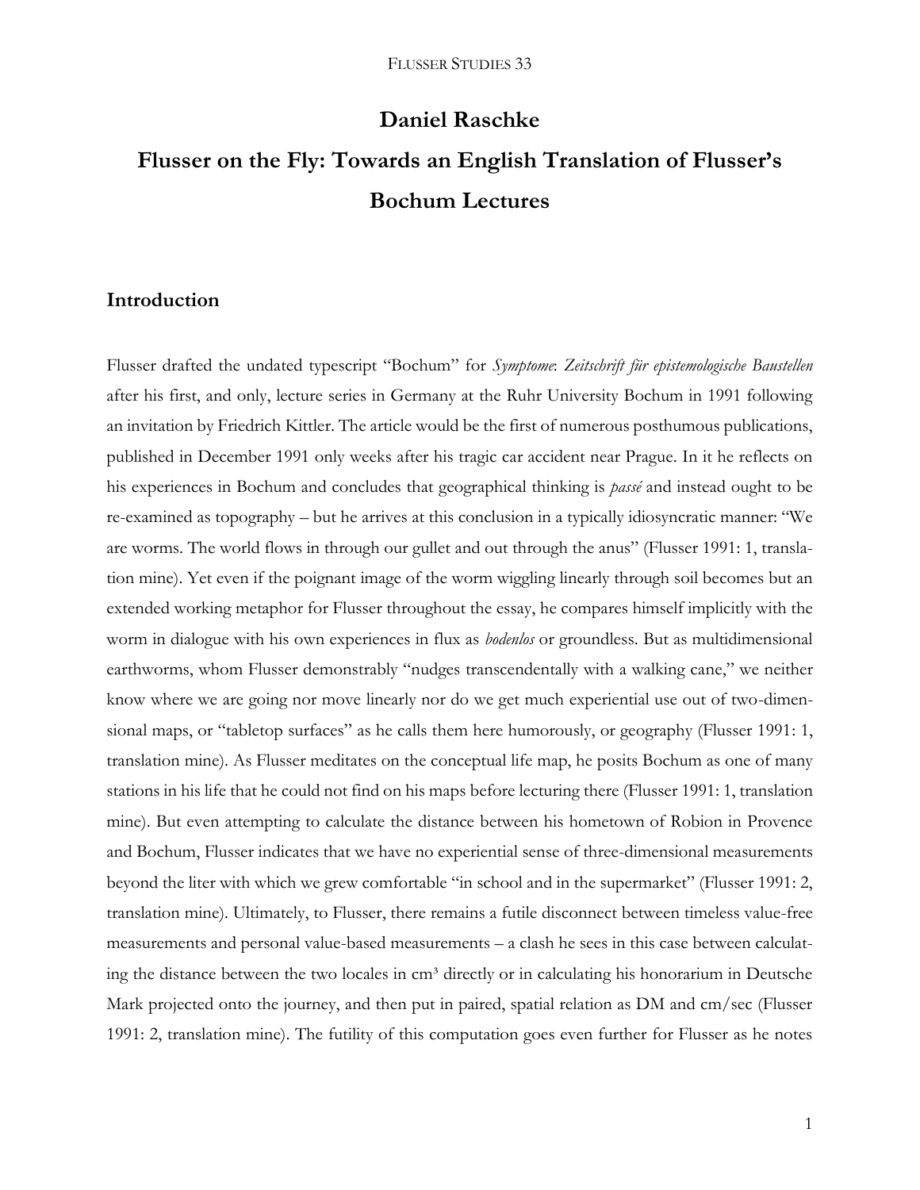# Daniel Raschke

# Flusser on the Fly: Towards an English Translation of Flusser's Bochum Lectures

## Introduction

Flusser drafted the undated typescript "Bochum" for *Symptome*: *Zeitschrift für epistemologische Baustellen* after his first, and only, lecture series in Germany at the Ruhr University Bochum in 1991 following an invitation by Friedrich Kittler. The article would be the first of numerous posthumous publications, published in December 1991 only weeks after his tragic car accident near Prague. In it he reflects on his experiences in Bochum and concludes that geographical thinking is *passé* and instead ought to be re-examined as topography – but he arrives at this conclusion in a typically idiosyncratic manner: "We are worms. The world flows in through our gullet and out through the anus" (Flusser 1991: 1, translation mine). Yet even if the poignant image of the worm wiggling linearly through soil becomes but an extended working metaphor for Flusser throughout the essay, he compares himself implicitly with the worm in dialogue with his own experiences in flux as *bodenlos* or groundless. But as multidimensional earthworms, whom Flusser demonstrably "nudges transcendentally with a walking cane," we neither know where we are going nor move linearly nor do we get much experiential use out of two-dimensional maps, or "tabletop surfaces" as he calls them here humorously, or geography (Flusser 1991: 1, translation mine). As Flusser meditates on the conceptual life map, he posits Bochum as one of many stations in his life that he could not find on his maps before lecturing there (Flusser 1991: 1, translation mine). But even attempting to calculate the distance between his hometown of Robion in Provence and Bochum, Flusser indicates that we have no experiential sense of three-dimensional measurements beyond the liter with which we grew comfortable "in school and in the supermarket" (Flusser 1991: 2, translation mine). Ultimately, to Flusser, there remains a futile disconnect between timeless value-free measurements and personal value-based measurements – a clash he sees in this case between calculating the distance between the two locales in $cm^3$ directly or in calculating his honorarium in Deutsche Mark projected onto the journey, and then put in paired, spatial relation as DM and cm/sec (Flusser 1991: 2, translation mine). The futility of this computation goes even further for Flusser as he notes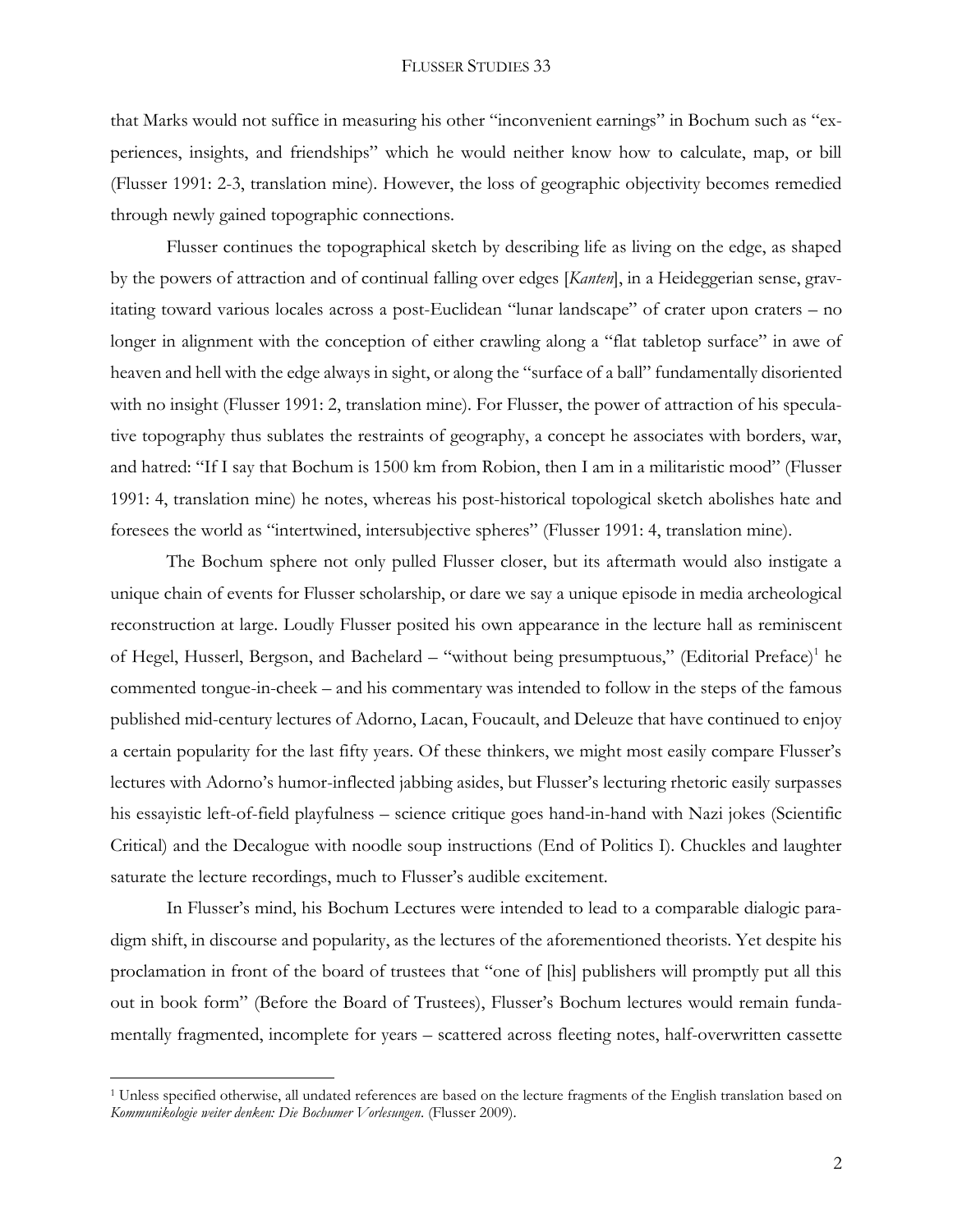that Marks would not suffice in measuring his other "inconvenient earnings" in Bochum such as "experiences, insights, and friendships" which he would neither know how to calculate, map, or bill (Flusser 1991: 2-3, translation mine). However, the loss of geographic objectivity becomes remedied through newly gained topographic connections.

Flusser continues the topographical sketch by describing life as living on the edge, as shaped by the powers of attraction and of continual falling over edges [*Kanten*], in a Heideggerian sense, gravitating toward various locales across a post-Euclidean "lunar landscape" of crater upon craters – no longer in alignment with the conception of either crawling along a "flat tabletop surface" in awe of heaven and hell with the edge always in sight, or along the "surface of a ball" fundamentally disoriented with no insight (Flusser 1991: 2, translation mine). For Flusser, the power of attraction of his speculative topography thus sublates the restraints of geography, a concept he associates with borders, war, and hatred: "If I say that Bochum is 1500 km from Robion, then I am in a militaristic mood" (Flusser 1991: 4, translation mine) he notes, whereas his post-historical topological sketch abolishes hate and foresees the world as "intertwined, intersubjective spheres" (Flusser 1991: 4, translation mine).

The Bochum sphere not only pulled Flusser closer, but its aftermath would also instigate a unique chain of events for Flusser scholarship, or dare we say a unique episode in media archeological reconstruction at large. Loudly Flusser posited his own appearance in the lecture hall as reminiscent of Hegel, Husserl, Bergson, and Bachelard – "without being presumptuous," (Editorial Preface)[1] he commented tongue-in-cheek – and his commentary was intended to follow in the steps of the famous published mid-century lectures of Adorno, Lacan, Foucault, and Deleuze that have continued to enjoy a certain popularity for the last fifty years. Of these thinkers, we might most easily compare Flusser's lectures with Adorno's humor-inflected jabbing asides, but Flusser's lecturing rhetoric easily surpasses his essayistic left-of-field playfulness – science critique goes hand-in-hand with Nazi jokes (Scientific Critical) and the Decalogue with noodle soup instructions (End of Politics I). Chuckles and laughter saturate the lecture recordings, much to Flusser's audible excitement.

In Flusser's mind, his Bochum Lectures were intended to lead to a comparable dialogic paradigm shift, in discourse and popularity, as the lectures of the aforementioned theorists. Yet despite his proclamation in front of the board of trustees that "one of [his] publishers will promptly put all this out in book form" (Before the Board of Trustees), Flusser's Bochum lectures would remain fundamentally fragmented, incomplete for years – scattered across fleeting notes, half-overwritten cassette

---

[1] Unless specified otherwise, all undated references are based on the lecture fragments of the English translation based on *Kommunikologie weiter denken: Die Bochumer Vorlesungen*. (Flusser 2009).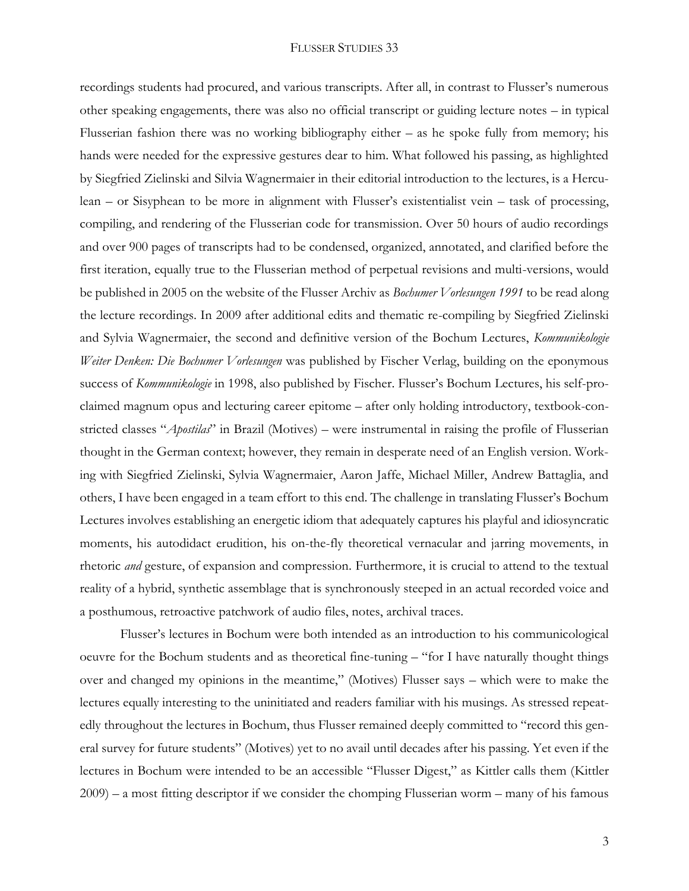recordings students had procured, and various transcripts. After all, in contrast to Flusser's numerous other speaking engagements, there was also no official transcript or guiding lecture notes – in typical Flusserian fashion there was no working bibliography either – as he spoke fully from memory; his hands were needed for the expressive gestures dear to him. What followed his passing, as highlighted by Siegfried Zielinski and Silvia Wagnermaier in their editorial introduction to the lectures, is a Herculean – or Sisyphean to be more in alignment with Flusser's existentialist vein – task of processing, compiling, and rendering of the Flusserian code for transmission. Over 50 hours of audio recordings and over 900 pages of transcripts had to be condensed, organized, annotated, and clarified before the first iteration, equally true to the Flusserian method of perpetual revisions and multi-versions, would be published in 2005 on the website of the Flusser Archiv as *Bochumer Vorlesungen 1991* to be read along the lecture recordings. In 2009 after additional edits and thematic re-compiling by Siegfried Zielinski and Sylvia Wagnermaier, the second and definitive version of the Bochum Lectures, *Kommunikologie Weiter Denken: Die Bochumer Vorlesungen* was published by Fischer Verlag, building on the eponymous success of *Kommunikologie* in 1998, also published by Fischer. Flusser's Bochum Lectures, his self-proclaimed magnum opus and lecturing career epitome – after only holding introductory, textbook-constricted classes "*Apostilas*" in Brazil (Motives) – were instrumental in raising the profile of Flusserian thought in the German context; however, they remain in desperate need of an English version. Working with Siegfried Zielinski, Sylvia Wagnermaier, Aaron Jaffe, Michael Miller, Andrew Battaglia, and others, I have been engaged in a team effort to this end. The challenge in translating Flusser's Bochum Lectures involves establishing an energetic idiom that adequately captures his playful and idiosyncratic moments, his autodidact erudition, his on-the-fly theoretical vernacular and jarring movements, in rhetoric *and* gesture, of expansion and compression. Furthermore, it is crucial to attend to the textual reality of a hybrid, synthetic assemblage that is synchronously steeped in an actual recorded voice and a posthumous, retroactive patchwork of audio files, notes, archival traces.

Flusser's lectures in Bochum were both intended as an introduction to his communicological oeuvre for the Bochum students and as theoretical fine-tuning – "for I have naturally thought things over and changed my opinions in the meantime," (Motives) Flusser says – which were to make the lectures equally interesting to the uninitiated and readers familiar with his musings. As stressed repeatedly throughout the lectures in Bochum, thus Flusser remained deeply committed to "record this general survey for future students" (Motives) yet to no avail until decades after his passing. Yet even if the lectures in Bochum were intended to be an accessible "Flusser Digest," as Kittler calls them (Kittler 2009) – a most fitting descriptor if we consider the chomping Flusserian worm – many of his famous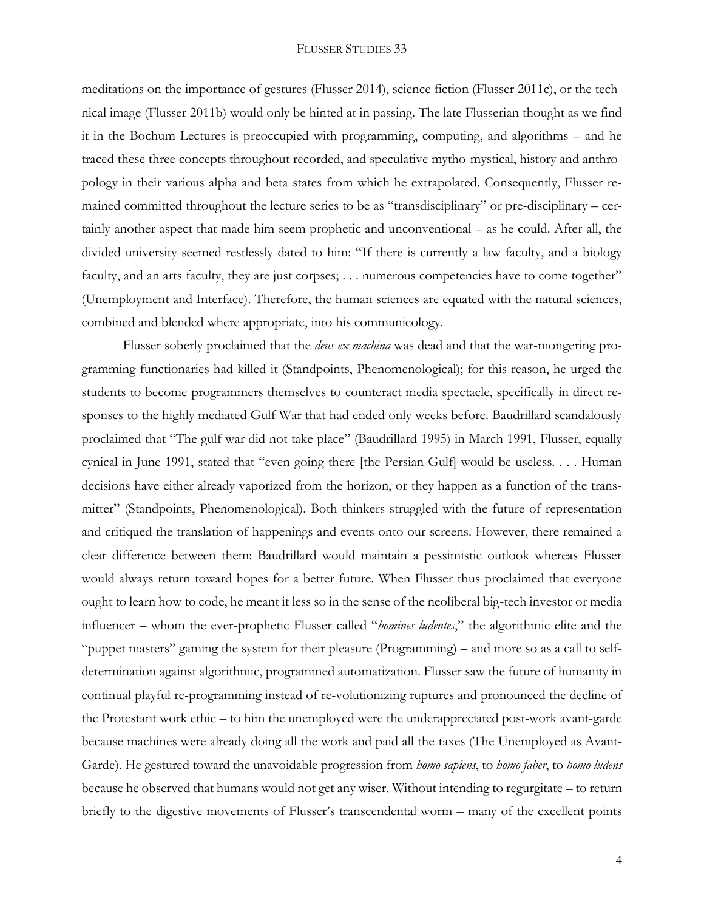meditations on the importance of gestures (Flusser 2014), science fiction (Flusser 2011c), or the technical image (Flusser 2011b) would only be hinted at in passing. The late Flusserian thought as we find it in the Bochum Lectures is preoccupied with programming, computing, and algorithms – and he traced these three concepts throughout recorded, and speculative mytho-mystical, history and anthropology in their various alpha and beta states from which he extrapolated. Consequently, Flusser remained committed throughout the lecture series to be as "transdisciplinary" or pre-disciplinary – certainly another aspect that made him seem prophetic and unconventional – as he could. After all, the divided university seemed restlessly dated to him: "If there is currently a law faculty, and a biology faculty, and an arts faculty, they are just corpses; . . . numerous competencies have to come together" (Unemployment and Interface). Therefore, the human sciences are equated with the natural sciences, combined and blended where appropriate, into his communicology.

Flusser soberly proclaimed that the *deus ex machina* was dead and that the war-mongering programming functionaries had killed it (Standpoints, Phenomenological); for this reason, he urged the students to become programmers themselves to counteract media spectacle, specifically in direct responses to the highly mediated Gulf War that had ended only weeks before. Baudrillard scandalously proclaimed that "The gulf war did not take place" (Baudrillard 1995) in March 1991, Flusser, equally cynical in June 1991, stated that "even going there [the Persian Gulf] would be useless. . . . Human decisions have either already vaporized from the horizon, or they happen as a function of the transmitter" (Standpoints, Phenomenological). Both thinkers struggled with the future of representation and critiqued the translation of happenings and events onto our screens. However, there remained a clear difference between them: Baudrillard would maintain a pessimistic outlook whereas Flusser would always return toward hopes for a better future. When Flusser thus proclaimed that everyone ought to learn how to code, he meant it less so in the sense of the neoliberal big-tech investor or media influencer – whom the ever-prophetic Flusser called "*homines ludentes*," the algorithmic elite and the "puppet masters" gaming the system for their pleasure (Programming) – and more so as a call to self-determination against algorithmic, programmed automatization. Flusser saw the future of humanity in continual playful re-programming instead of re-volutionizing ruptures and pronounced the decline of the Protestant work ethic – to him the unemployed were the underappreciated post-work avant-garde because machines were already doing all the work and paid all the taxes (The Unemployed as Avant-Garde). He gestured toward the unavoidable progression from *homo sapiens*, to *homo faber*, to *homo ludens* because he observed that humans would not get any wiser. Without intending to regurgitate – to return briefly to the digestive movements of Flusser's transcendental worm – many of the excellent points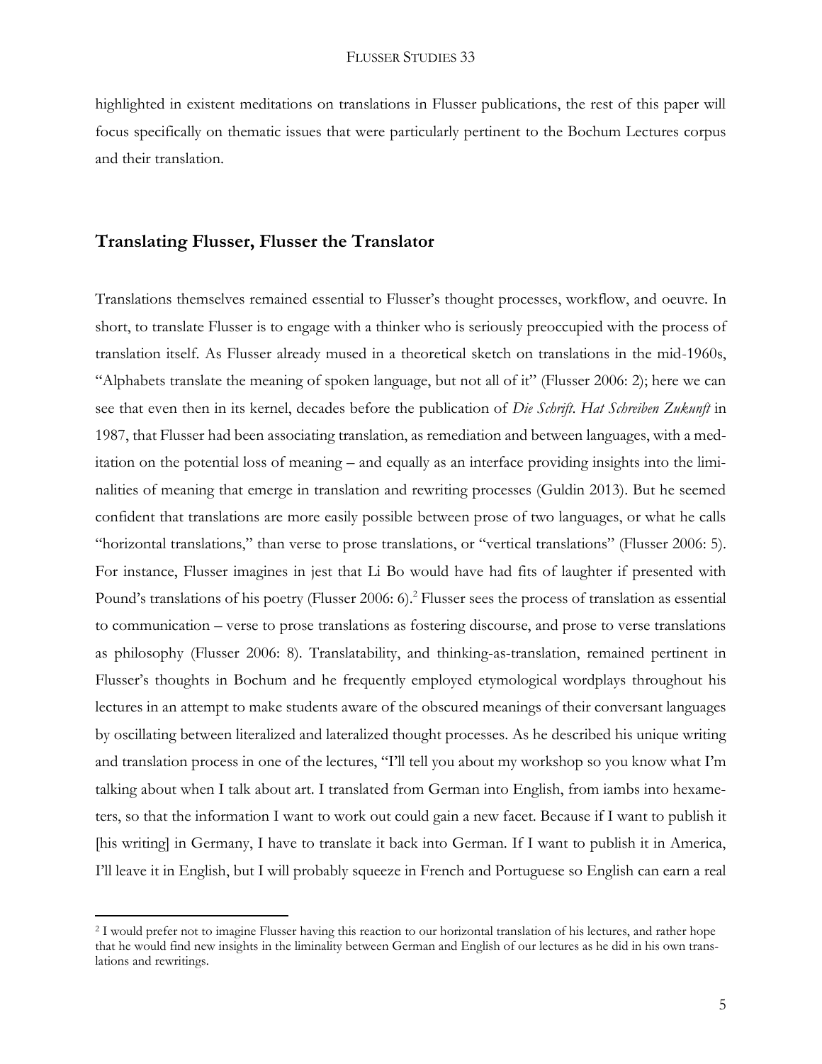highlighted in existent meditations on translations in Flusser publications, the rest of this paper will focus specifically on thematic issues that were particularly pertinent to the Bochum Lectures corpus and their translation.

## Translating Flusser, Flusser the Translator

Translations themselves remained essential to Flusser's thought processes, workflow, and oeuvre. In short, to translate Flusser is to engage with a thinker who is seriously preoccupied with the process of translation itself. As Flusser already mused in a theoretical sketch on translations in the mid-1960s, "Alphabets translate the meaning of spoken language, but not all of it" (Flusser 2006: 2); here we can see that even then in its kernel, decades before the publication of *Die Schrift. Hat Schreiben Zukunft* in 1987, that Flusser had been associating translation, as remediation and between languages, with a meditation on the potential loss of meaning – and equally as an interface providing insights into the liminalities of meaning that emerge in translation and rewriting processes (Guldin 2013). But he seemed confident that translations are more easily possible between prose of two languages, or what he calls "horizontal translations," than verse to prose translations, or "vertical translations" (Flusser 2006: 5). For instance, Flusser imagines in jest that Li Bo would have had fits of laughter if presented with Pound's translations of his poetry (Flusser 2006: 6).[2] Flusser sees the process of translation as essential to communication – verse to prose translations as fostering discourse, and prose to verse translations as philosophy (Flusser 2006: 8). Translatability, and thinking-as-translation, remained pertinent in Flusser's thoughts in Bochum and he frequently employed etymological wordplays throughout his lectures in an attempt to make students aware of the obscured meanings of their conversant languages by oscillating between literalized and lateralized thought processes. As he described his unique writing and translation process in one of the lectures, "I'll tell you about my workshop so you know what I'm talking about when I talk about art. I translated from German into English, from iambs into hexameters, so that the information I want to work out could gain a new facet. Because if I want to publish it [his writing] in Germany, I have to translate it back into German. If I want to publish it in America, I'll leave it in English, but I will probably squeeze in French and Portuguese so English can earn a real

[2] I would prefer not to imagine Flusser having this reaction to our horizontal translation of his lectures, and rather hope that he would find new insights in the liminality between German and English of our lectures as he did in his own translations and rewritings.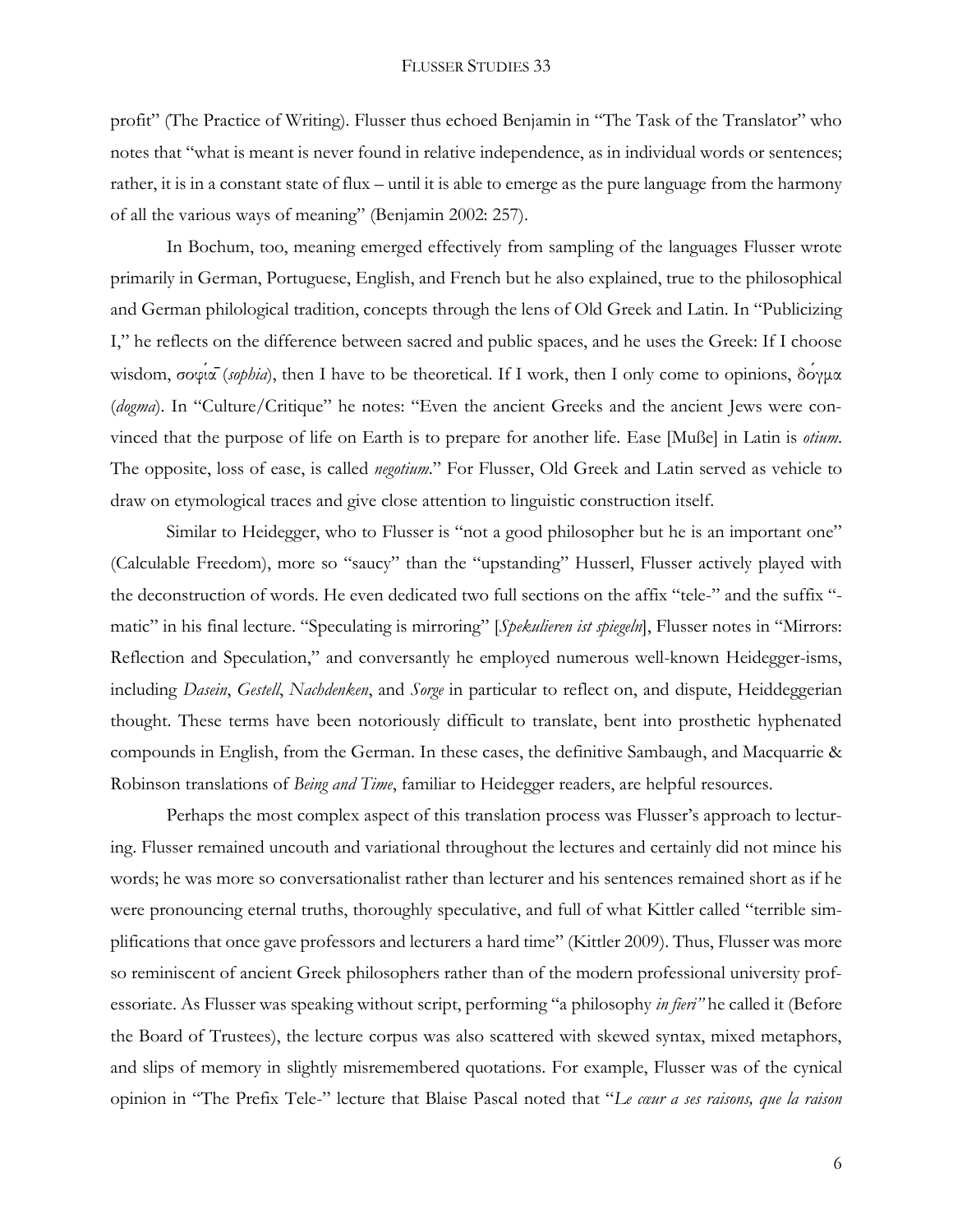profit" (The Practice of Writing). Flusser thus echoed Benjamin in "The Task of the Translator" who notes that "what is meant is never found in relative independence, as in individual words or sentences; rather, it is in a constant state of flux – until it is able to emerge as the pure language from the harmony of all the various ways of meaning" (Benjamin 2002: 257).

In Bochum, too, meaning emerged effectively from sampling of the languages Flusser wrote primarily in German, Portuguese, English, and French but he also explained, true to the philosophical and German philological tradition, concepts through the lens of Old Greek and Latin. In "Publicizing I," he reflects on the difference between sacred and public spaces, and he uses the Greek: If I choose wisdom, σοφία (*sophia*), then I have to be theoretical. If I work, then I only come to opinions, δόγμα (*dogma*). In "Culture/Critique" he notes: "Even the ancient Greeks and the ancient Jews were convinced that the purpose of life on Earth is to prepare for another life. Ease [Muße] in Latin is *otium*. The opposite, loss of ease, is called *negotium*." For Flusser, Old Greek and Latin served as vehicle to draw on etymological traces and give close attention to linguistic construction itself.

Similar to Heidegger, who to Flusser is "not a good philosopher but he is an important one" (Calculable Freedom), more so "saucy" than the "upstanding" Husserl, Flusser actively played with the deconstruction of words. He even dedicated two full sections on the affix "tele-" and the suffix "-matic" in his final lecture. "Speculating is mirroring" [*Spekulieren ist spiegeln*], Flusser notes in "Mirrors: Reflection and Speculation," and conversantly he employed numerous well-known Heidegger-isms, including *Dasein*, *Gestell*, *Nachdenken*, and *Sorge* in particular to reflect on, and dispute, Heiddeggerian thought. These terms have been notoriously difficult to translate, bent into prosthetic hyphenated compounds in English, from the German. In these cases, the definitive Sambaugh, and Macquarrie & Robinson translations of *Being and Time*, familiar to Heidegger readers, are helpful resources.

Perhaps the most complex aspect of this translation process was Flusser's approach to lecturing. Flusser remained uncouth and variational throughout the lectures and certainly did not mince his words; he was more so conversationalist rather than lecturer and his sentences remained short as if he were pronouncing eternal truths, thoroughly speculative, and full of what Kittler called "terrible simplifications that once gave professors and lecturers a hard time" (Kittler 2009). Thus, Flusser was more so reminiscent of ancient Greek philosophers rather than of the modern professional university professoriate. As Flusser was speaking without script, performing "a philosophy *in fieri"* he called it (Before the Board of Trustees), the lecture corpus was also scattered with skewed syntax, mixed metaphors, and slips of memory in slightly misremembered quotations. For example, Flusser was of the cynical opinion in "The Prefix Tele-" lecture that Blaise Pascal noted that "*Le cœur a ses raisons, que la raison*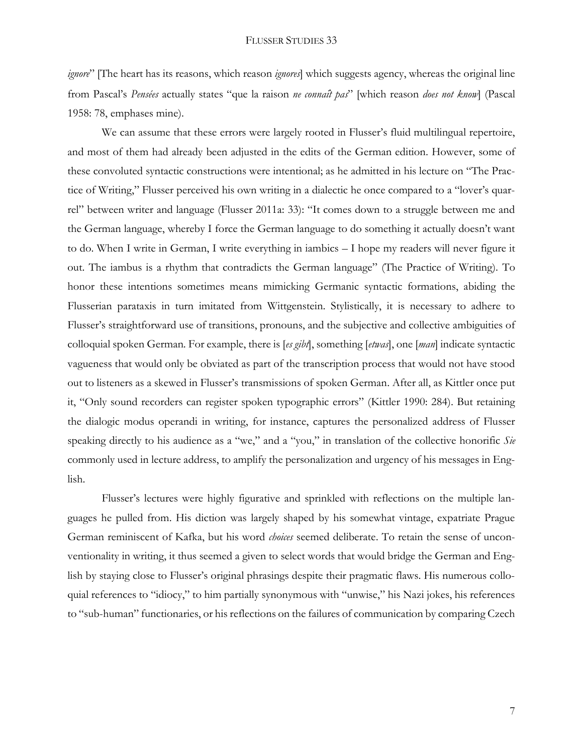*ignore*" [The heart has its reasons, which reason *ignores*] which suggests agency, whereas the original line from Pascal's *Pensées* actually states "que la raison *ne connaît pas*" [which reason *does not know*] (Pascal 1958: 78, emphases mine).

We can assume that these errors were largely rooted in Flusser's fluid multilingual repertoire, and most of them had already been adjusted in the edits of the German edition. However, some of these convoluted syntactic constructions were intentional; as he admitted in his lecture on "The Practice of Writing," Flusser perceived his own writing in a dialectic he once compared to a "lover's quarrel" between writer and language (Flusser 2011a: 33): "It comes down to a struggle between me and the German language, whereby I force the German language to do something it actually doesn't want to do. When I write in German, I write everything in iambics – I hope my readers will never figure it out. The iambus is a rhythm that contradicts the German language" (The Practice of Writing). To honor these intentions sometimes means mimicking Germanic syntactic formations, abiding the Flusserian parataxis in turn imitated from Wittgenstein. Stylistically, it is necessary to adhere to Flusser's straightforward use of transitions, pronouns, and the subjective and collective ambiguities of colloquial spoken German. For example, there is [*es gibt*], something [*etwas*], one [*man*] indicate syntactic vagueness that would only be obviated as part of the transcription process that would not have stood out to listeners as a skewed in Flusser's transmissions of spoken German. After all, as Kittler once put it, "Only sound recorders can register spoken typographic errors" (Kittler 1990: 284). But retaining the dialogic modus operandi in writing, for instance, captures the personalized address of Flusser speaking directly to his audience as a "we," and a "you," in translation of the collective honorific *Sie* commonly used in lecture address, to amplify the personalization and urgency of his messages in English.

Flusser's lectures were highly figurative and sprinkled with reflections on the multiple languages he pulled from. His diction was largely shaped by his somewhat vintage, expatriate Prague German reminiscent of Kafka, but his word *choices* seemed deliberate. To retain the sense of unconventionality in writing, it thus seemed a given to select words that would bridge the German and English by staying close to Flusser's original phrasings despite their pragmatic flaws. His numerous colloquial references to "idiocy," to him partially synonymous with "unwise," his Nazi jokes, his references to "sub-human" functionaries, or his reflections on the failures of communication by comparing Czech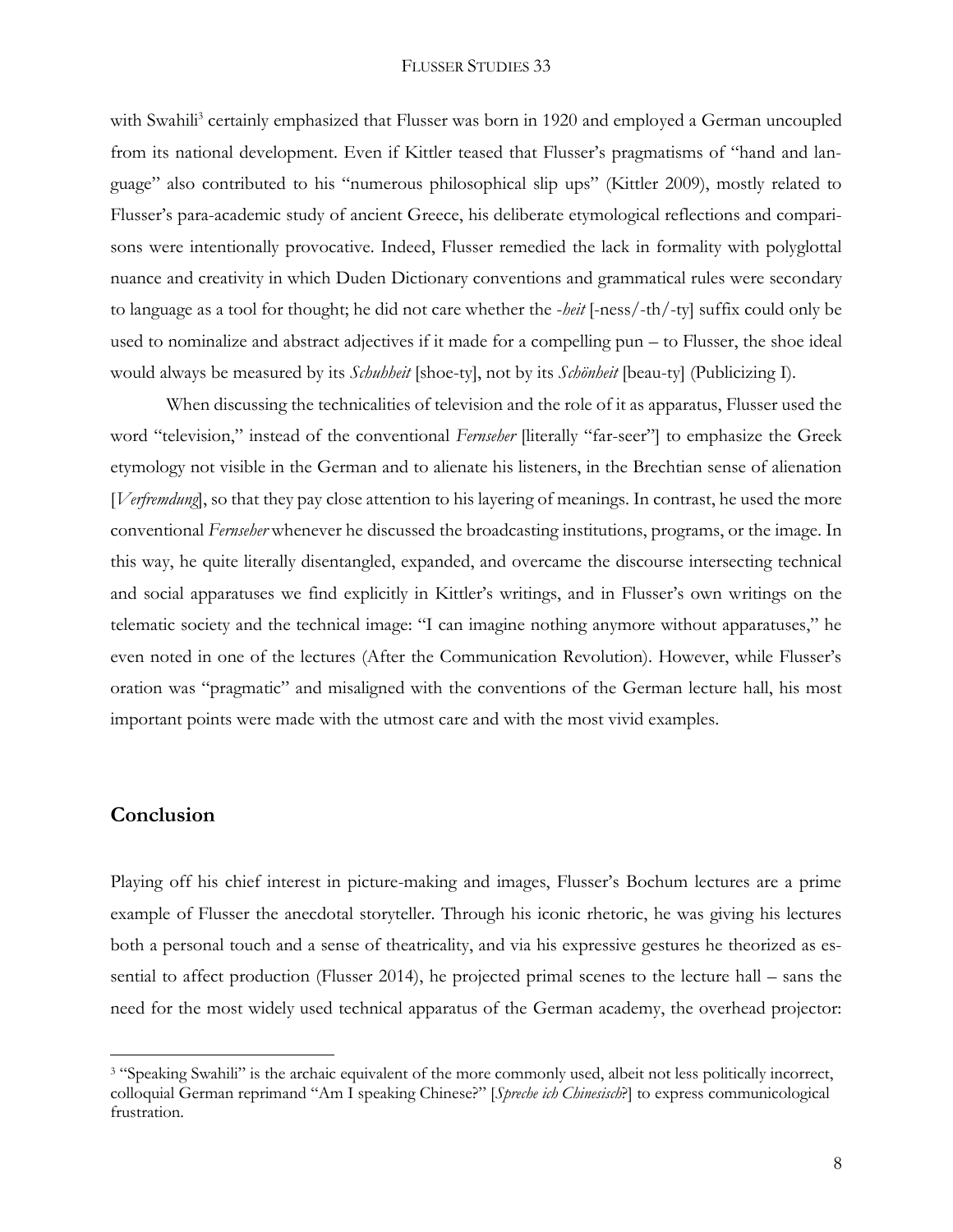with Swahili[3] certainly emphasized that Flusser was born in 1920 and employed a German uncoupled from its national development. Even if Kittler teased that Flusser's pragmatisms of "hand and language" also contributed to his "numerous philosophical slip ups" (Kittler 2009), mostly related to Flusser's para-academic study of ancient Greece, his deliberate etymological reflections and comparisons were intentionally provocative. Indeed, Flusser remedied the lack in formality with polyglottal nuance and creativity in which Duden Dictionary conventions and grammatical rules were secondary to language as a tool for thought; he did not care whether the *-heit* [-ness/-th/-ty] suffix could only be used to nominalize and abstract adjectives if it made for a compelling pun – to Flusser, the shoe ideal would always be measured by its *Schuhheit* [shoe-ty], not by its *Schönheit* [beau-ty] (Publicizing I).

When discussing the technicalities of television and the role of it as apparatus, Flusser used the word "television," instead of the conventional *Fernseher* [literally "far-seer"] to emphasize the Greek etymology not visible in the German and to alienate his listeners, in the Brechtian sense of alienation [*Verfremdung*], so that they pay close attention to his layering of meanings. In contrast, he used the more conventional *Fernseher* whenever he discussed the broadcasting institutions, programs, or the image. In this way, he quite literally disentangled, expanded, and overcame the discourse intersecting technical and social apparatuses we find explicitly in Kittler's writings, and in Flusser's own writings on the telematic society and the technical image: "I can imagine nothing anymore without apparatuses," he even noted in one of the lectures (After the Communication Revolution). However, while Flusser's oration was "pragmatic" and misaligned with the conventions of the German lecture hall, his most important points were made with the utmost care and with the most vivid examples.

## Conclusion

Playing off his chief interest in picture-making and images, Flusser's Bochum lectures are a prime example of Flusser the anecdotal storyteller. Through his iconic rhetoric, he was giving his lectures both a personal touch and a sense of theatricality, and via his expressive gestures he theorized as essential to affect production (Flusser 2014), he projected primal scenes to the lecture hall – sans the need for the most widely used technical apparatus of the German academy, the overhead projector:

[3] "Speaking Swahili" is the archaic equivalent of the more commonly used, albeit not less politically incorrect, colloquial German reprimand "Am I speaking Chinese?" [*Spreche ich Chinesisch*?] to express communicological frustration.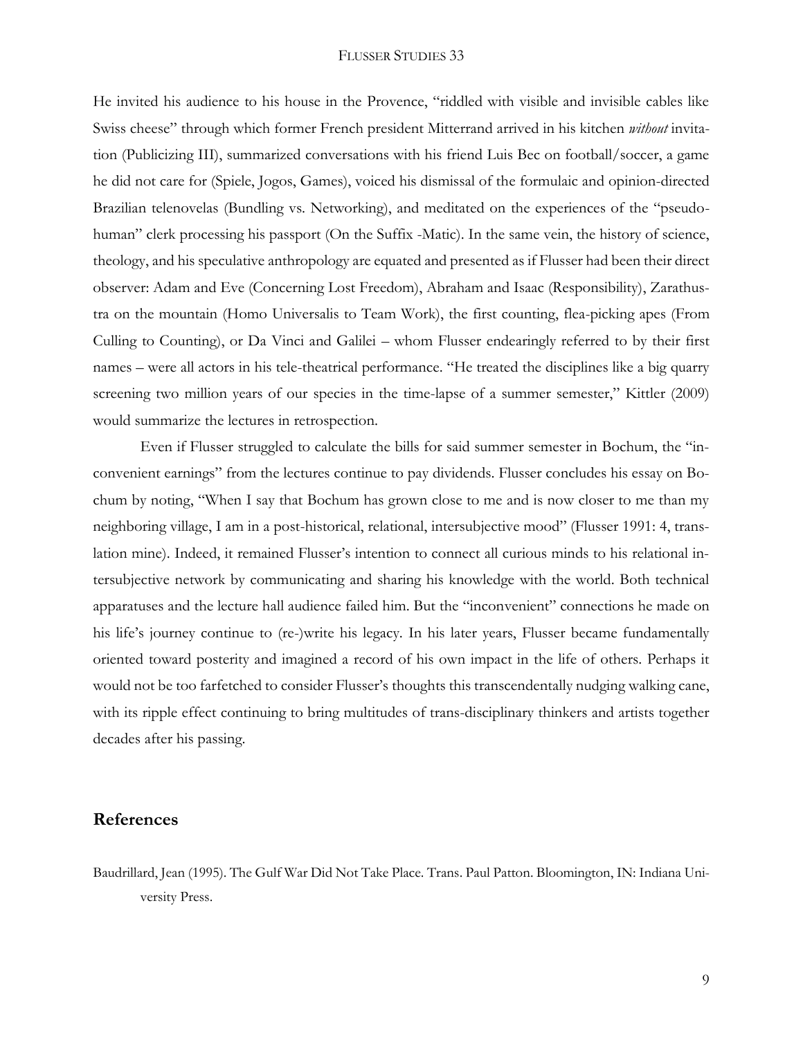He invited his audience to his house in the Provence, "riddled with visible and invisible cables like Swiss cheese" through which former French president Mitterrand arrived in his kitchen *without* invitation (Publicizing III), summarized conversations with his friend Luis Bec on football/soccer, a game he did not care for (Spiele, Jogos, Games), voiced his dismissal of the formulaic and opinion-directed Brazilian telenovelas (Bundling vs. Networking), and meditated on the experiences of the "pseudo-human" clerk processing his passport (On the Suffix -Matic). In the same vein, the history of science, theology, and his speculative anthropology are equated and presented as if Flusser had been their direct observer: Adam and Eve (Concerning Lost Freedom), Abraham and Isaac (Responsibility), Zarathustra on the mountain (Homo Universalis to Team Work), the first counting, flea-picking apes (From Culling to Counting), or Da Vinci and Galilei – whom Flusser endearingly referred to by their first names – were all actors in his tele-theatrical performance. "He treated the disciplines like a big quarry screening two million years of our species in the time-lapse of a summer semester," Kittler (2009) would summarize the lectures in retrospection.

Even if Flusser struggled to calculate the bills for said summer semester in Bochum, the "inconvenient earnings" from the lectures continue to pay dividends. Flusser concludes his essay on Bochum by noting, "When I say that Bochum has grown close to me and is now closer to me than my neighboring village, I am in a post-historical, relational, intersubjective mood" (Flusser 1991: 4, translation mine). Indeed, it remained Flusser's intention to connect all curious minds to his relational intersubjective network by communicating and sharing his knowledge with the world. Both technical apparatuses and the lecture hall audience failed him. But the "inconvenient" connections he made on his life's journey continue to (re-)write his legacy. In his later years, Flusser became fundamentally oriented toward posterity and imagined a record of his own impact in the life of others. Perhaps it would not be too farfetched to consider Flusser's thoughts this transcendentally nudging walking cane, with its ripple effect continuing to bring multitudes of trans-disciplinary thinkers and artists together decades after his passing.

## References

Baudrillard, Jean (1995). The Gulf War Did Not Take Place. Trans. Paul Patton. Bloomington, IN: Indiana University Press.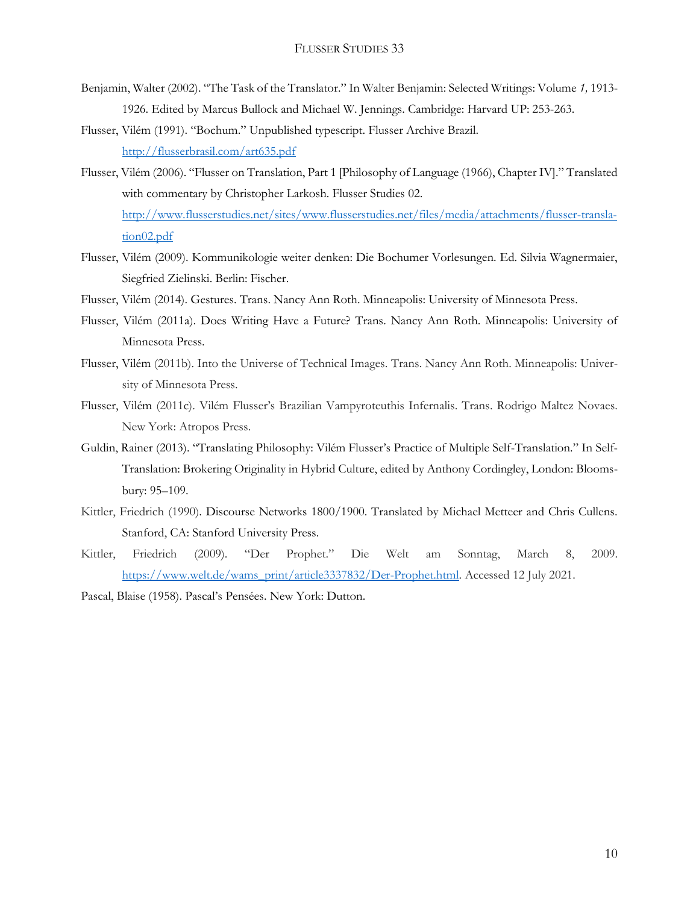Benjamin, Walter (2002). "The Task of the Translator." In Walter Benjamin: Selected Writings: Volume *1,* 1913-1926. Edited by Marcus Bullock and Michael W. Jennings. Cambridge: Harvard UP: 253-263.

Flusser, Vilém (1991). "Bochum." Unpublished typescript. Flusser Archive Brazil. http://flusserbrasil.com/art635.pdf

Flusser, Vilém (2006). "Flusser on Translation, Part 1 [Philosophy of Language (1966), Chapter IV]." Translated with commentary by Christopher Larkosh. Flusser Studies 02. http://www.flusserstudies.net/sites/www.flusserstudies.net/files/media/attachments/flusser-translation02.pdf

Flusser, Vilém (2009). Kommunikologie weiter denken: Die Bochumer Vorlesungen. Ed. Silvia Wagnermaier, Siegfried Zielinski. Berlin: Fischer.

Flusser, Vilém (2014). Gestures. Trans. Nancy Ann Roth. Minneapolis: University of Minnesota Press.

Flusser, Vilém (2011a). Does Writing Have a Future? Trans. Nancy Ann Roth. Minneapolis: University of Minnesota Press.

Flusser, Vilém (2011b). Into the Universe of Technical Images. Trans. Nancy Ann Roth. Minneapolis: University of Minnesota Press.

Flusser, Vilém (2011c). Vilém Flusser's Brazilian Vampyroteuthis Infernalis. Trans. Rodrigo Maltez Novaes. New York: Atropos Press.

Guldin, Rainer (2013). "Translating Philosophy: Vilém Flusser's Practice of Multiple Self-Translation." In Self-Translation: Brokering Originality in Hybrid Culture, edited by Anthony Cordingley, London: Bloomsbury: 95–109.

Kittler, Friedrich (1990). Discourse Networks 1800/1900. Translated by Michael Metteer and Chris Cullens. Stanford, CA: Stanford University Press.

Kittler, Friedrich (2009). "Der Prophet." Die Welt am Sonntag, March 8, 2009. https://www.welt.de/wams_print/article3337832/Der-Prophet.html. Accessed 12 July 2021.

Pascal, Blaise (1958). Pascal's Pensées. New York: Dutton.